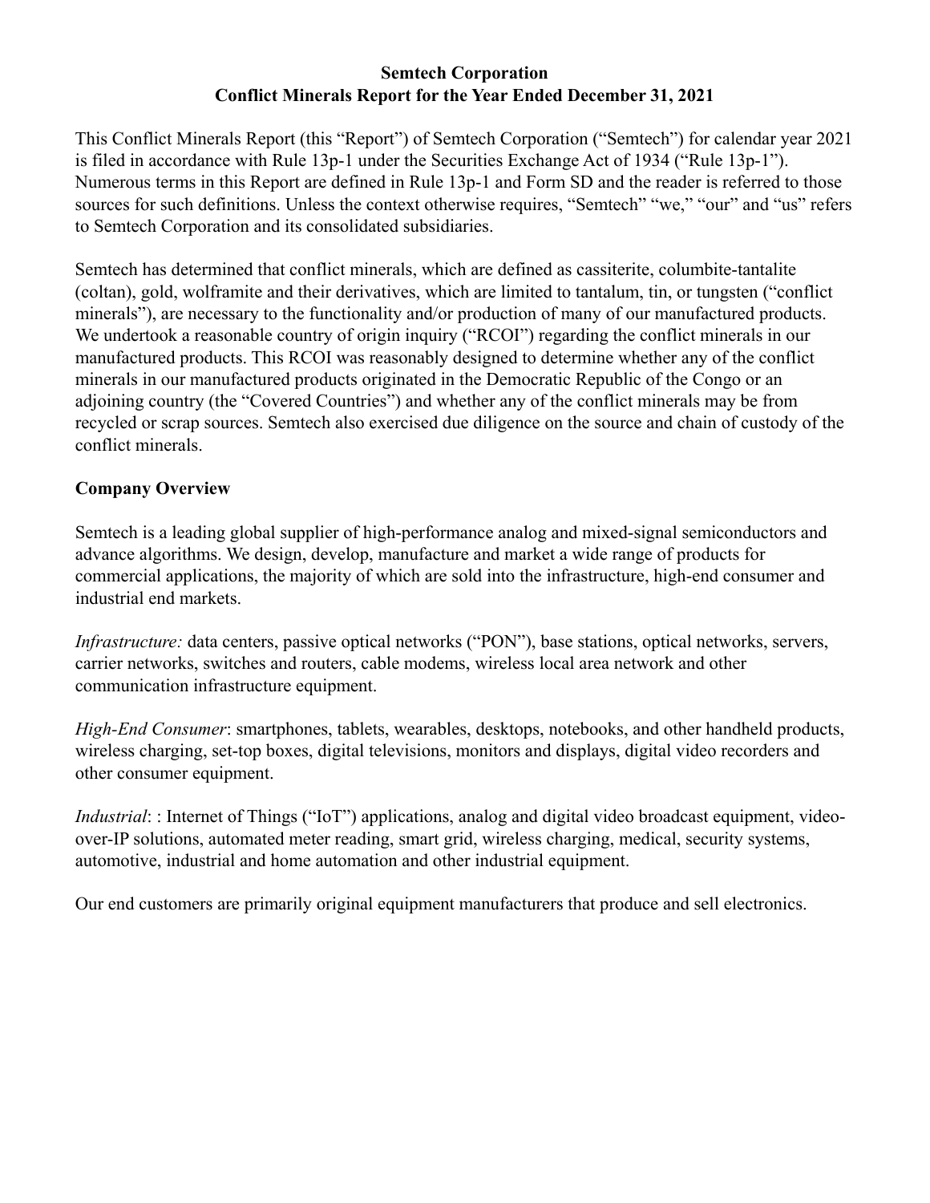# Semtech Corporation
# Conflict Minerals Report for the Year Ended December 31, 2021

This Conflict Minerals Report (this "Report") of Semtech Corporation ("Semtech") for calendar year 2021 is filed in accordance with Rule 13p-1 under the Securities Exchange Act of 1934 ("Rule 13p-1"). Numerous terms in this Report are defined in Rule 13p-1 and Form SD and the reader is referred to those sources for such definitions. Unless the context otherwise requires, "Semtech" "we," "our" and "us" refers to Semtech Corporation and its consolidated subsidiaries.

Semtech has determined that conflict minerals, which are defined as cassiterite, columbite-tantalite (coltan), gold, wolframite and their derivatives, which are limited to tantalum, tin, or tungsten ("conflict minerals"), are necessary to the functionality and/or production of many of our manufactured products. We undertook a reasonable country of origin inquiry ("RCOI") regarding the conflict minerals in our manufactured products. This RCOI was reasonably designed to determine whether any of the conflict minerals in our manufactured products originated in the Democratic Republic of the Congo or an adjoining country (the "Covered Countries") and whether any of the conflict minerals may be from recycled or scrap sources. Semtech also exercised due diligence on the source and chain of custody of the conflict minerals.

## Company Overview

Semtech is a leading global supplier of high-performance analog and mixed-signal semiconductors and advance algorithms. We design, develop, manufacture and market a wide range of products for commercial applications, the majority of which are sold into the infrastructure, high-end consumer and industrial end markets.

*Infrastructure:* data centers, passive optical networks ("PON"), base stations, optical networks, servers, carrier networks, switches and routers, cable modems, wireless local area network and other communication infrastructure equipment.

*High-End Consumer*: smartphones, tablets, wearables, desktops, notebooks, and other handheld products, wireless charging, set-top boxes, digital televisions, monitors and displays, digital video recorders and other consumer equipment.

*Industrial*: : Internet of Things ("IoT") applications, analog and digital video broadcast equipment, video-over-IP solutions, automated meter reading, smart grid, wireless charging, medical, security systems, automotive, industrial and home automation and other industrial equipment.

Our end customers are primarily original equipment manufacturers that produce and sell electronics.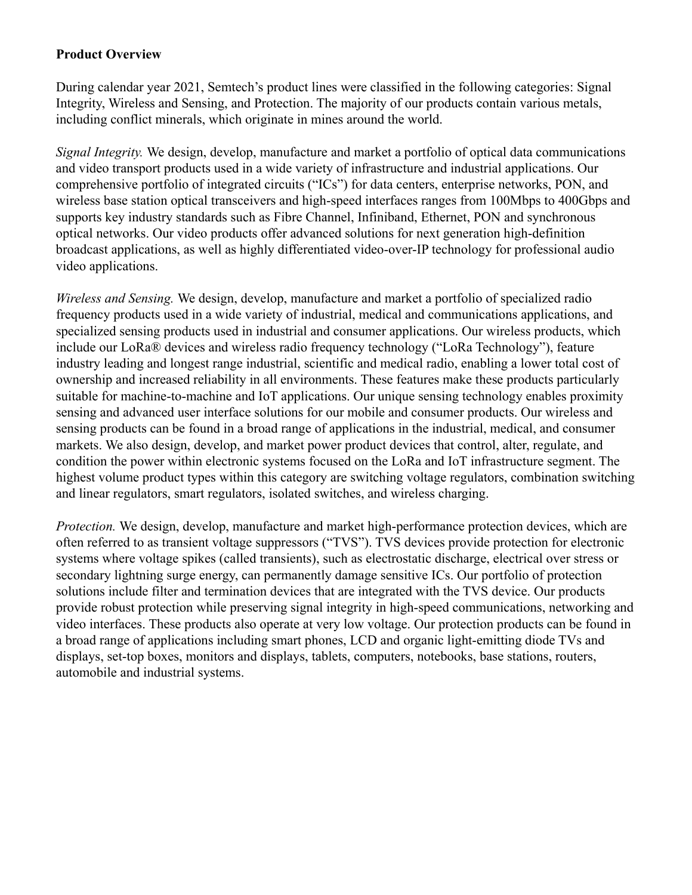**Product Overview**

During calendar year 2021, Semtech's product lines were classified in the following categories: Signal Integrity, Wireless and Sensing, and Protection. The majority of our products contain various metals, including conflict minerals, which originate in mines around the world.

*Signal Integrity.* We design, develop, manufacture and market a portfolio of optical data communications and video transport products used in a wide variety of infrastructure and industrial applications. Our comprehensive portfolio of integrated circuits ("ICs") for data centers, enterprise networks, PON, and wireless base station optical transceivers and high-speed interfaces ranges from 100Mbps to 400Gbps and supports key industry standards such as Fibre Channel, Infiniband, Ethernet, PON and synchronous optical networks. Our video products offer advanced solutions for next generation high-definition broadcast applications, as well as highly differentiated video-over-IP technology for professional audio video applications.

*Wireless and Sensing.* We design, develop, manufacture and market a portfolio of specialized radio frequency products used in a wide variety of industrial, medical and communications applications, and specialized sensing products used in industrial and consumer applications. Our wireless products, which include our LoRa® devices and wireless radio frequency technology ("LoRa Technology"), feature industry leading and longest range industrial, scientific and medical radio, enabling a lower total cost of ownership and increased reliability in all environments. These features make these products particularly suitable for machine-to-machine and IoT applications. Our unique sensing technology enables proximity sensing and advanced user interface solutions for our mobile and consumer products. Our wireless and sensing products can be found in a broad range of applications in the industrial, medical, and consumer markets. We also design, develop, and market power product devices that control, alter, regulate, and condition the power within electronic systems focused on the LoRa and IoT infrastructure segment. The highest volume product types within this category are switching voltage regulators, combination switching and linear regulators, smart regulators, isolated switches, and wireless charging.

*Protection.* We design, develop, manufacture and market high-performance protection devices, which are often referred to as transient voltage suppressors ("TVS"). TVS devices provide protection for electronic systems where voltage spikes (called transients), such as electrostatic discharge, electrical over stress or secondary lightning surge energy, can permanently damage sensitive ICs. Our portfolio of protection solutions include filter and termination devices that are integrated with the TVS device. Our products provide robust protection while preserving signal integrity in high-speed communications, networking and video interfaces. These products also operate at very low voltage. Our protection products can be found in a broad range of applications including smart phones, LCD and organic light-emitting diode TVs and displays, set-top boxes, monitors and displays, tablets, computers, notebooks, base stations, routers, automobile and industrial systems.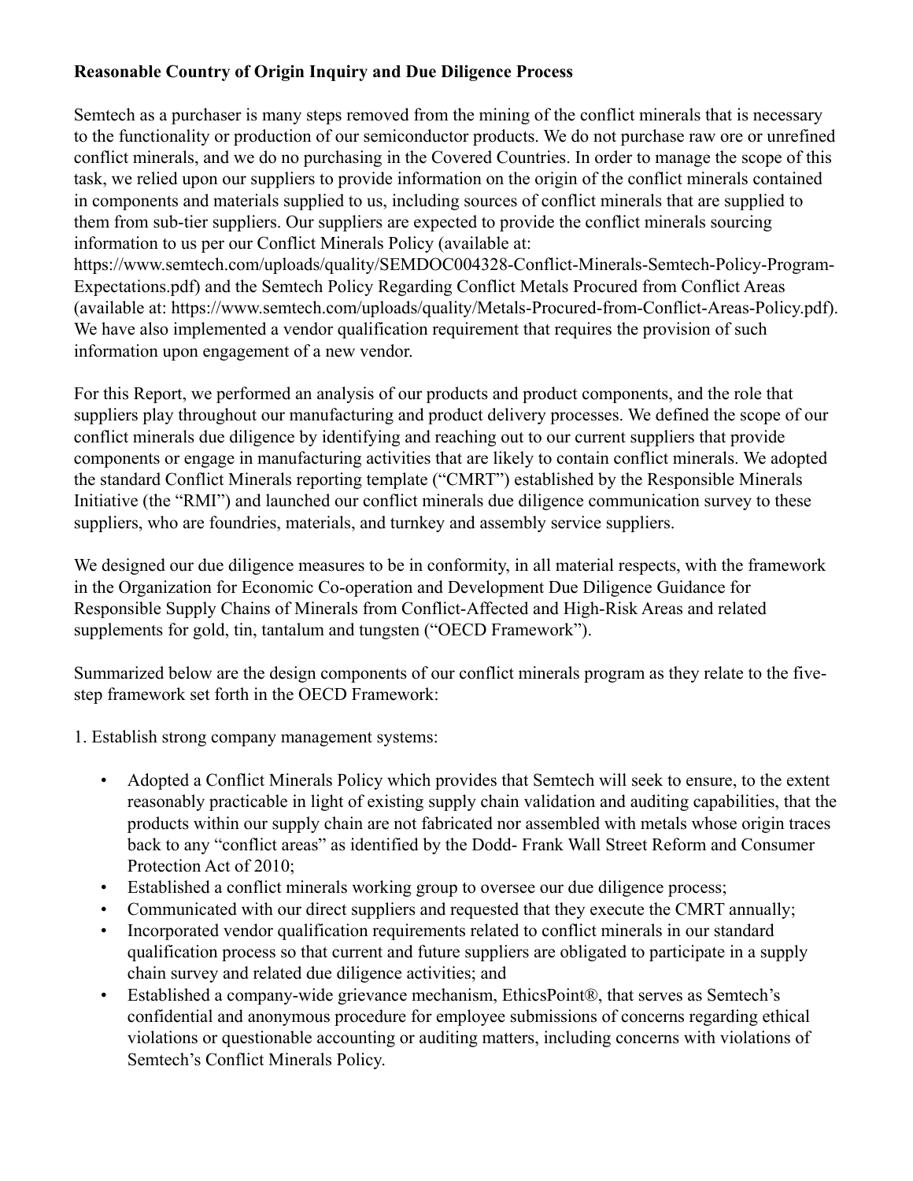**Reasonable Country of Origin Inquiry and Due Diligence Process**

Semtech as a purchaser is many steps removed from the mining of the conflict minerals that is necessary to the functionality or production of our semiconductor products. We do not purchase raw ore or unrefined conflict minerals, and we do no purchasing in the Covered Countries. In order to manage the scope of this task, we relied upon our suppliers to provide information on the origin of the conflict minerals contained in components and materials supplied to us, including sources of conflict minerals that are supplied to them from sub-tier suppliers. Our suppliers are expected to provide the conflict minerals sourcing information to us per our Conflict Minerals Policy (available at: https://www.semtech.com/uploads/quality/SEMDOC004328-Conflict-Minerals-Semtech-Policy-Program-Expectations.pdf) and the Semtech Policy Regarding Conflict Metals Procured from Conflict Areas (available at: https://www.semtech.com/uploads/quality/Metals-Procured-from-Conflict-Areas-Policy.pdf). We have also implemented a vendor qualification requirement that requires the provision of such information upon engagement of a new vendor.

For this Report, we performed an analysis of our products and product components, and the role that suppliers play throughout our manufacturing and product delivery processes. We defined the scope of our conflict minerals due diligence by identifying and reaching out to our current suppliers that provide components or engage in manufacturing activities that are likely to contain conflict minerals. We adopted the standard Conflict Minerals reporting template ("CMRT") established by the Responsible Minerals Initiative (the "RMI") and launched our conflict minerals due diligence communication survey to these suppliers, who are foundries, materials, and turnkey and assembly service suppliers.

We designed our due diligence measures to be in conformity, in all material respects, with the framework in the Organization for Economic Co-operation and Development Due Diligence Guidance for Responsible Supply Chains of Minerals from Conflict-Affected and High-Risk Areas and related supplements for gold, tin, tantalum and tungsten ("OECD Framework").

Summarized below are the design components of our conflict minerals program as they relate to the five-step framework set forth in the OECD Framework:

1. Establish strong company management systems:

- Adopted a Conflict Minerals Policy which provides that Semtech will seek to ensure, to the extent reasonably practicable in light of existing supply chain validation and auditing capabilities, that the products within our supply chain are not fabricated nor assembled with metals whose origin traces back to any "conflict areas" as identified by the Dodd- Frank Wall Street Reform and Consumer Protection Act of 2010;
- Established a conflict minerals working group to oversee our due diligence process;
- Communicated with our direct suppliers and requested that they execute the CMRT annually;
- Incorporated vendor qualification requirements related to conflict minerals in our standard qualification process so that current and future suppliers are obligated to participate in a supply chain survey and related due diligence activities; and
- Established a company-wide grievance mechanism, EthicsPoint®, that serves as Semtech's confidential and anonymous procedure for employee submissions of concerns regarding ethical violations or questionable accounting or auditing matters, including concerns with violations of Semtech's Conflict Minerals Policy.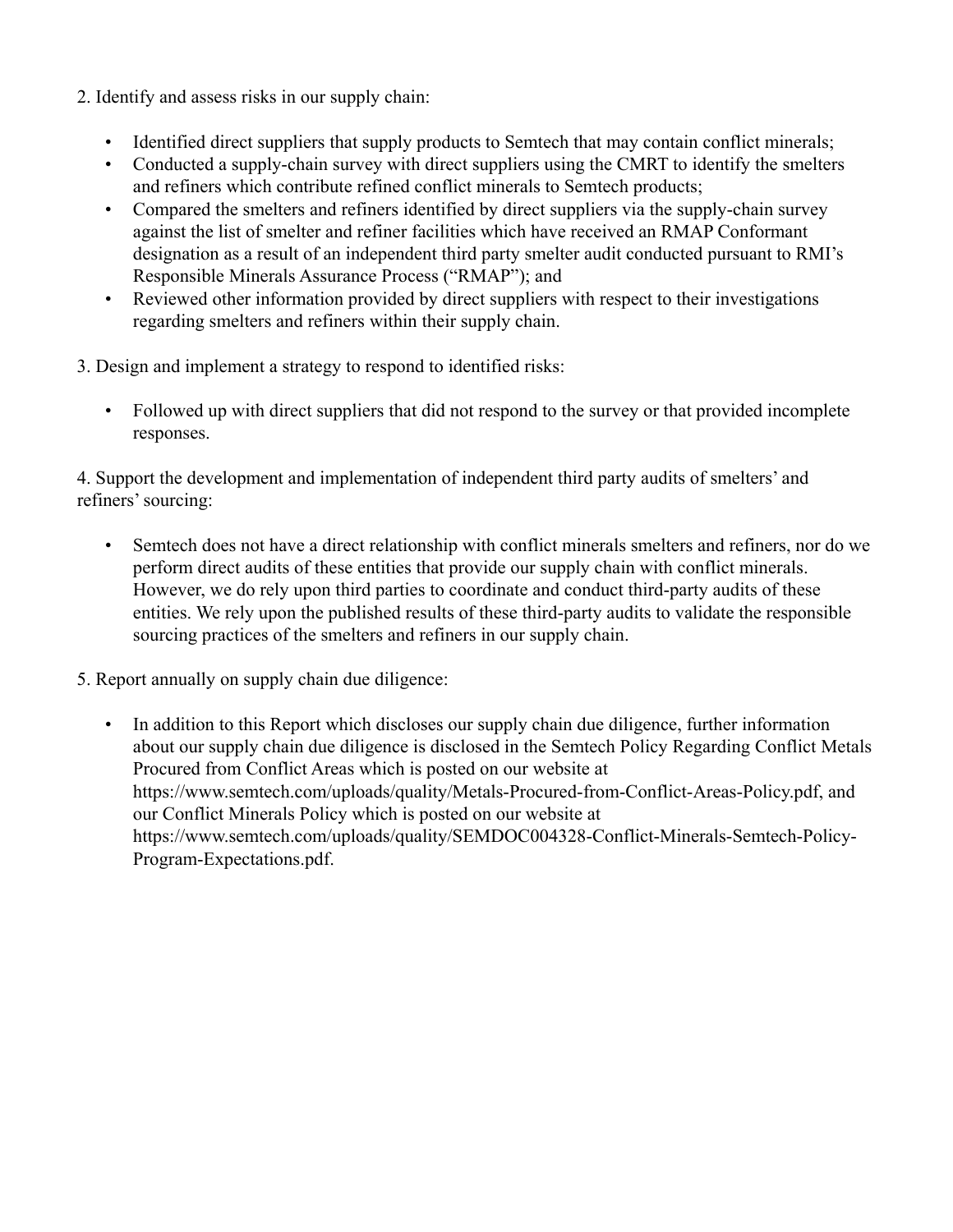2. Identify and assess risks in our supply chain:

- Identified direct suppliers that supply products to Semtech that may contain conflict minerals;
- Conducted a supply-chain survey with direct suppliers using the CMRT to identify the smelters and refiners which contribute refined conflict minerals to Semtech products;
- Compared the smelters and refiners identified by direct suppliers via the supply-chain survey against the list of smelter and refiner facilities which have received an RMAP Conformant designation as a result of an independent third party smelter audit conducted pursuant to RMI's Responsible Minerals Assurance Process ("RMAP"); and
- Reviewed other information provided by direct suppliers with respect to their investigations regarding smelters and refiners within their supply chain.

3. Design and implement a strategy to respond to identified risks:

- Followed up with direct suppliers that did not respond to the survey or that provided incomplete responses.

4. Support the development and implementation of independent third party audits of smelters' and refiners' sourcing:

- Semtech does not have a direct relationship with conflict minerals smelters and refiners, nor do we perform direct audits of these entities that provide our supply chain with conflict minerals. However, we do rely upon third parties to coordinate and conduct third-party audits of these entities. We rely upon the published results of these third-party audits to validate the responsible sourcing practices of the smelters and refiners in our supply chain.

5. Report annually on supply chain due diligence:

- In addition to this Report which discloses our supply chain due diligence, further information about our supply chain due diligence is disclosed in the Semtech Policy Regarding Conflict Metals Procured from Conflict Areas which is posted on our website at https://www.semtech.com/uploads/quality/Metals-Procured-from-Conflict-Areas-Policy.pdf, and our Conflict Minerals Policy which is posted on our website at https://www.semtech.com/uploads/quality/SEMDOC004328-Conflict-Minerals-Semtech-Policy-Program-Expectations.pdf.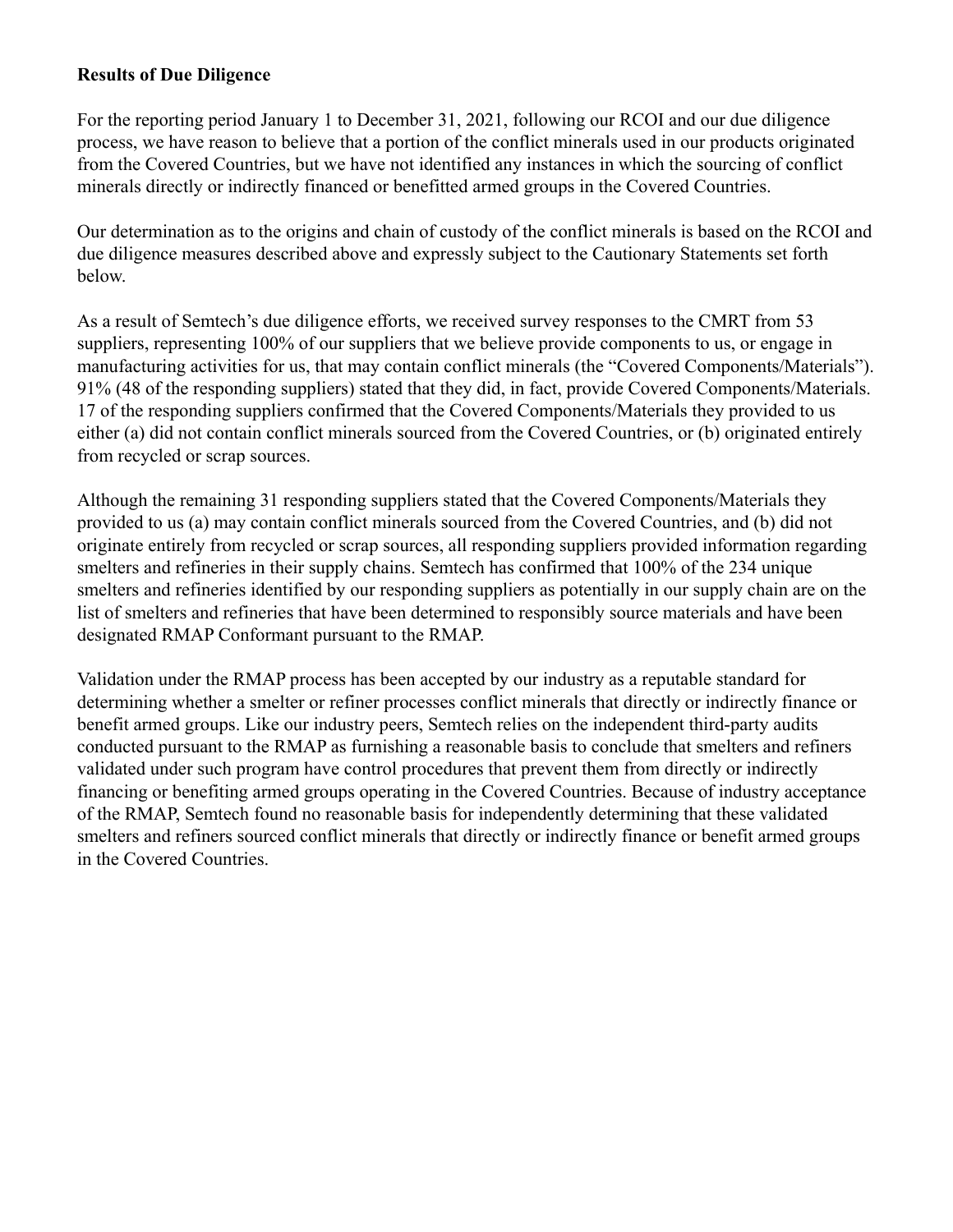**Results of Due Diligence**

For the reporting period January 1 to December 31, 2021, following our RCOI and our due diligence process, we have reason to believe that a portion of the conflict minerals used in our products originated from the Covered Countries, but we have not identified any instances in which the sourcing of conflict minerals directly or indirectly financed or benefitted armed groups in the Covered Countries.

Our determination as to the origins and chain of custody of the conflict minerals is based on the RCOI and due diligence measures described above and expressly subject to the Cautionary Statements set forth below.

As a result of Semtech's due diligence efforts, we received survey responses to the CMRT from 53 suppliers, representing 100% of our suppliers that we believe provide components to us, or engage in manufacturing activities for us, that may contain conflict minerals (the "Covered Components/Materials"). 91% (48 of the responding suppliers) stated that they did, in fact, provide Covered Components/Materials. 17 of the responding suppliers confirmed that the Covered Components/Materials they provided to us either (a) did not contain conflict minerals sourced from the Covered Countries, or (b) originated entirely from recycled or scrap sources.

Although the remaining 31 responding suppliers stated that the Covered Components/Materials they provided to us (a) may contain conflict minerals sourced from the Covered Countries, and (b) did not originate entirely from recycled or scrap sources, all responding suppliers provided information regarding smelters and refineries in their supply chains. Semtech has confirmed that 100% of the 234 unique smelters and refineries identified by our responding suppliers as potentially in our supply chain are on the list of smelters and refineries that have been determined to responsibly source materials and have been designated RMAP Conformant pursuant to the RMAP.

Validation under the RMAP process has been accepted by our industry as a reputable standard for determining whether a smelter or refiner processes conflict minerals that directly or indirectly finance or benefit armed groups. Like our industry peers, Semtech relies on the independent third-party audits conducted pursuant to the RMAP as furnishing a reasonable basis to conclude that smelters and refiners validated under such program have control procedures that prevent them from directly or indirectly financing or benefiting armed groups operating in the Covered Countries. Because of industry acceptance of the RMAP, Semtech found no reasonable basis for independently determining that these validated smelters and refiners sourced conflict minerals that directly or indirectly finance or benefit armed groups in the Covered Countries.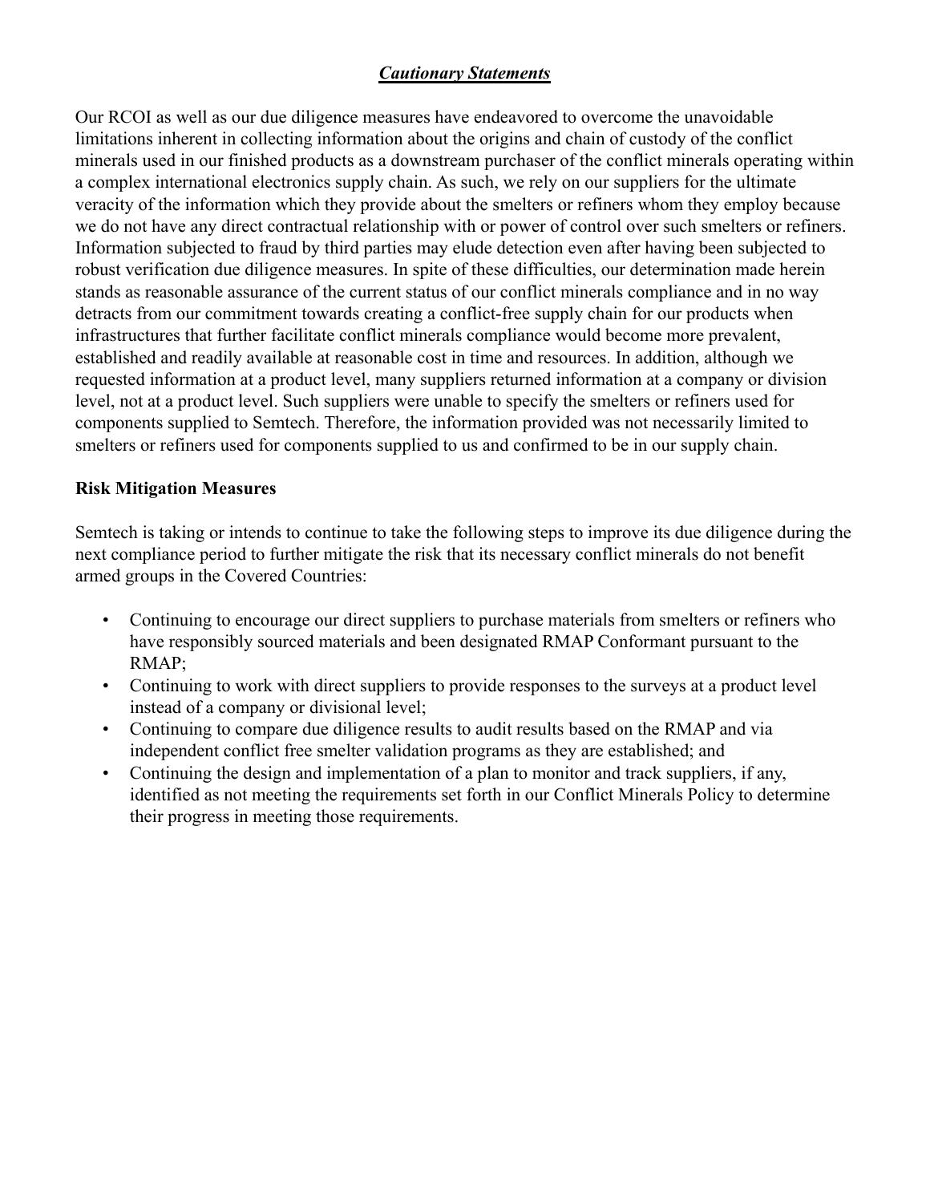***Cautionary Statements***

Our RCOI as well as our due diligence measures have endeavored to overcome the unavoidable limitations inherent in collecting information about the origins and chain of custody of the conflict minerals used in our finished products as a downstream purchaser of the conflict minerals operating within a complex international electronics supply chain. As such, we rely on our suppliers for the ultimate veracity of the information which they provide about the smelters or refiners whom they employ because we do not have any direct contractual relationship with or power of control over such smelters or refiners. Information subjected to fraud by third parties may elude detection even after having been subjected to robust verification due diligence measures. In spite of these difficulties, our determination made herein stands as reasonable assurance of the current status of our conflict minerals compliance and in no way detracts from our commitment towards creating a conflict-free supply chain for our products when infrastructures that further facilitate conflict minerals compliance would become more prevalent, established and readily available at reasonable cost in time and resources. In addition, although we requested information at a product level, many suppliers returned information at a company or division level, not at a product level. Such suppliers were unable to specify the smelters or refiners used for components supplied to Semtech. Therefore, the information provided was not necessarily limited to smelters or refiners used for components supplied to us and confirmed to be in our supply chain.

**Risk Mitigation Measures**

Semtech is taking or intends to continue to take the following steps to improve its due diligence during the next compliance period to further mitigate the risk that its necessary conflict minerals do not benefit armed groups in the Covered Countries:

- Continuing to encourage our direct suppliers to purchase materials from smelters or refiners who have responsibly sourced materials and been designated RMAP Conformant pursuant to the RMAP;
- Continuing to work with direct suppliers to provide responses to the surveys at a product level instead of a company or divisional level;
- Continuing to compare due diligence results to audit results based on the RMAP and via independent conflict free smelter validation programs as they are established; and
- Continuing the design and implementation of a plan to monitor and track suppliers, if any, identified as not meeting the requirements set forth in our Conflict Minerals Policy to determine their progress in meeting those requirements.